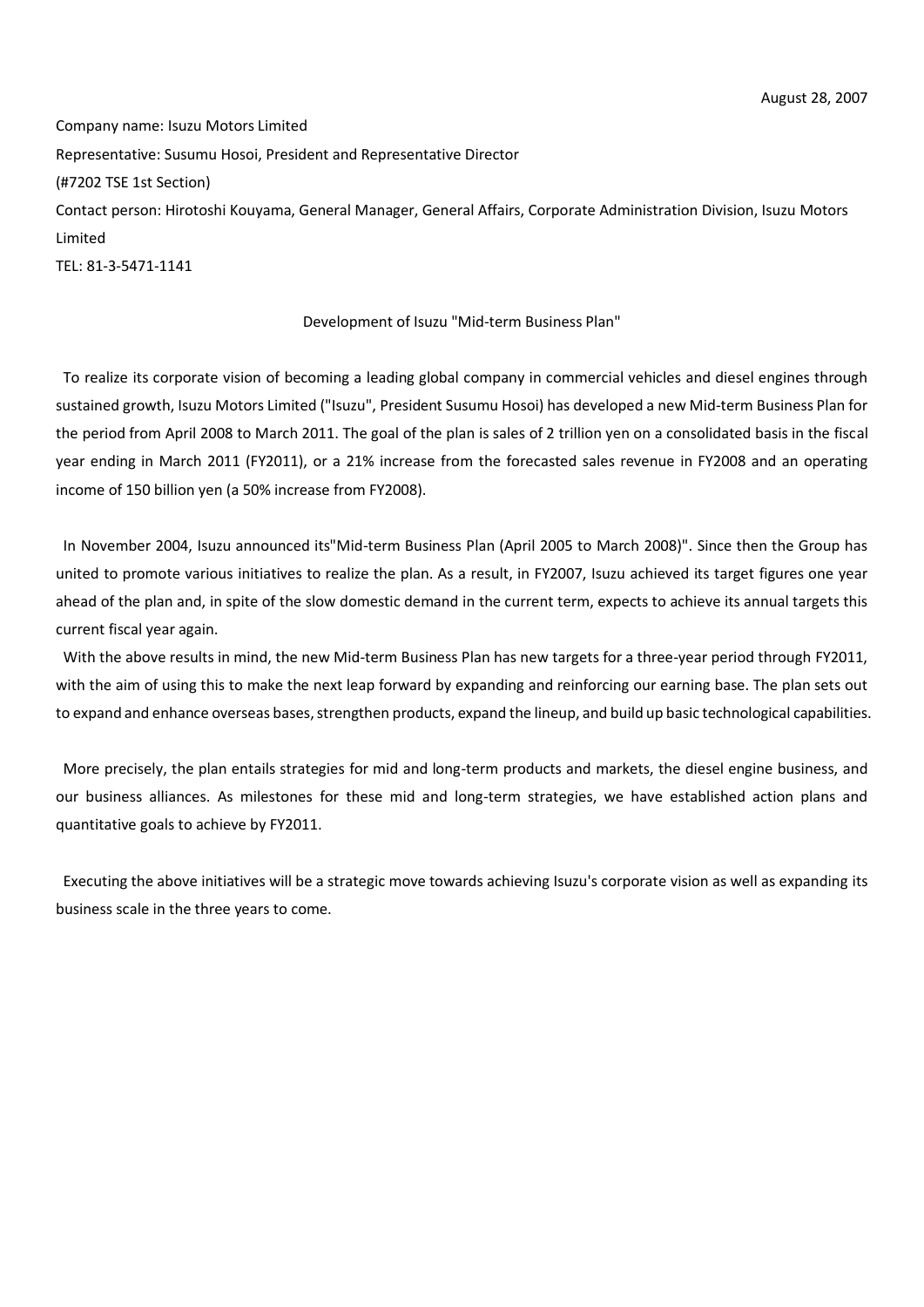August 28, 2007

Company name: Isuzu Motors Limited

Representative: Susumu Hosoi, President and Representative Director

(#7202 TSE 1st Section)

Contact person: Hirotoshi Kouyama, General Manager, General Affairs, Corporate Administration Division, Isuzu Motors Limited

TEL: 81-3-5471-1141

## Development of Isuzu "Mid-term Business Plan"

To realize its corporate vision of becoming a leading global company in commercial vehicles and diesel engines through sustained growth, Isuzu Motors Limited ("Isuzu", President Susumu Hosoi) has developed a new Mid-term Business Plan for the period from April 2008 to March 2011. The goal of the plan is sales of 2 trillion yen on a consolidated basis in the fiscal year ending in March 2011 (FY2011), or a 21% increase from the forecasted sales revenue in FY2008 and an operating income of 150 billion yen (a 50% increase from FY2008).

In November 2004, Isuzu announced its"Mid-term Business Plan (April 2005 to March 2008)". Since then the Group has united to promote various initiatives to realize the plan. As a result, in FY2007, Isuzu achieved its target figures one year ahead of the plan and, in spite of the slow domestic demand in the current term, expects to achieve its annual targets this current fiscal year again.

With the above results in mind, the new Mid-term Business Plan has new targets for a three-year period through FY2011, with the aim of using this to make the next leap forward by expanding and reinforcing our earning base. The plan sets out to expand and enhance overseas bases, strengthen products, expand the lineup, and build up basic technological capabilities.

More precisely, the plan entails strategies for mid and long-term products and markets, the diesel engine business, and our business alliances. As milestones for these mid and long-term strategies, we have established action plans and quantitative goals to achieve by FY2011.

Executing the above initiatives will be a strategic move towards achieving Isuzu's corporate vision as well as expanding its business scale in the three years to come.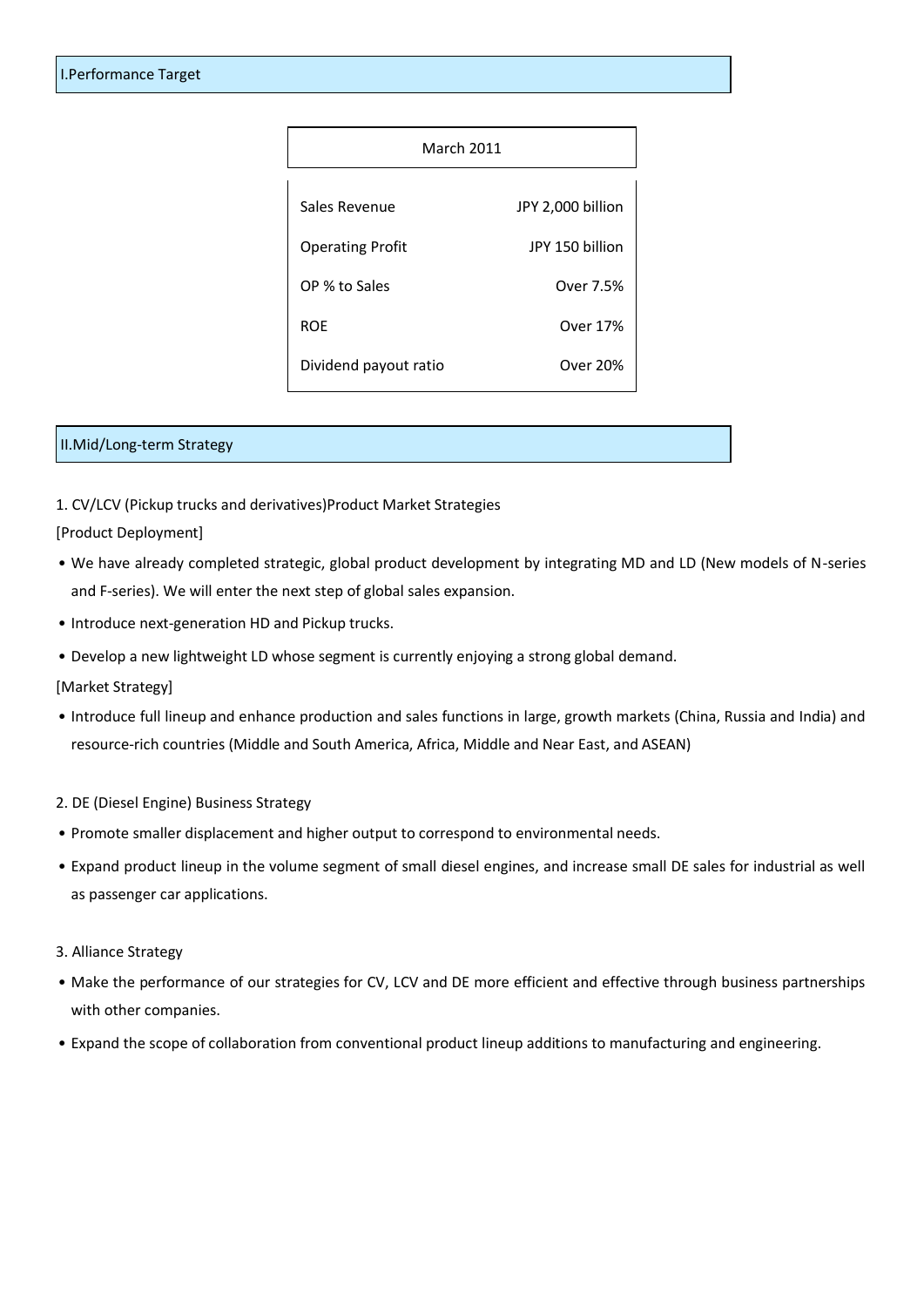## I.Performance Target

| March 2011 | |
|---|---|
| Sales Revenue | JPY 2,000 billion |
| Operating Profit | JPY 150 billion |
| OP % to Sales | Over 7.5% |
| ROE | Over 17% |
| Dividend payout ratio | Over 20% |

## II.Mid/Long-term Strategy

1. CV/LCV (Pickup trucks and derivatives)Product Market Strategies

[Product Deployment]

- We have already completed strategic, global product development by integrating MD and LD (New models of N-series and F-series). We will enter the next step of global sales expansion.
- Introduce next-generation HD and Pickup trucks.
- Develop a new lightweight LD whose segment is currently enjoying a strong global demand.

[Market Strategy]

- Introduce full lineup and enhance production and sales functions in large, growth markets (China, Russia and India) and resource-rich countries (Middle and South America, Africa, Middle and Near East, and ASEAN)

2. DE (Diesel Engine) Business Strategy

- Promote smaller displacement and higher output to correspond to environmental needs.
- Expand product lineup in the volume segment of small diesel engines, and increase small DE sales for industrial as well as passenger car applications.

3. Alliance Strategy

- Make the performance of our strategies for CV, LCV and DE more efficient and effective through business partnerships with other companies.
- Expand the scope of collaboration from conventional product lineup additions to manufacturing and engineering.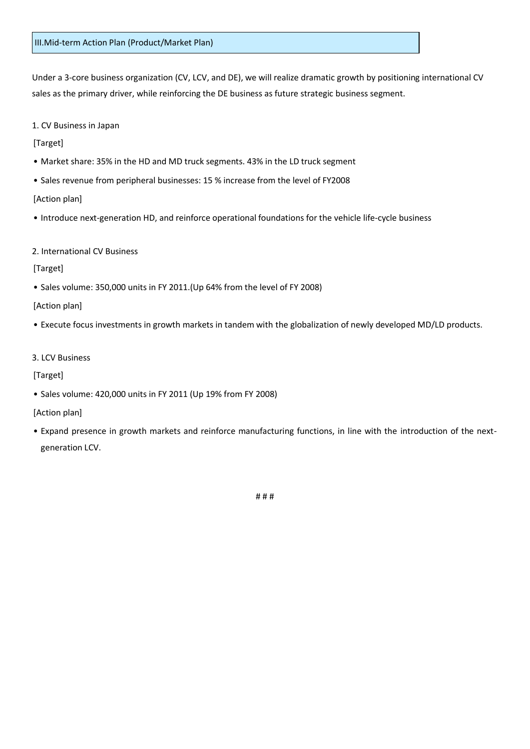## III.Mid-term Action Plan (Product/Market Plan)

Under a 3-core business organization (CV, LCV, and DE), we will realize dramatic growth by positioning international CV sales as the primary driver, while reinforcing the DE business as future strategic business segment.

1. CV Business in Japan

[Target]

- Market share: 35% in the HD and MD truck segments. 43% in the LD truck segment
- Sales revenue from peripheral businesses: 15 % increase from the level of FY2008

[Action plan]

- Introduce next-generation HD, and reinforce operational foundations for the vehicle life-cycle business

2. International CV Business

[Target]

- Sales volume: 350,000 units in FY 2011.(Up 64% from the level of FY 2008)

[Action plan]

- Execute focus investments in growth markets in tandem with the globalization of newly developed MD/LD products.

3. LCV Business

[Target]

- Sales volume: 420,000 units in FY 2011 (Up 19% from FY 2008)

[Action plan]

- Expand presence in growth markets and reinforce manufacturing functions, in line with the introduction of the next-generation LCV.

# # #